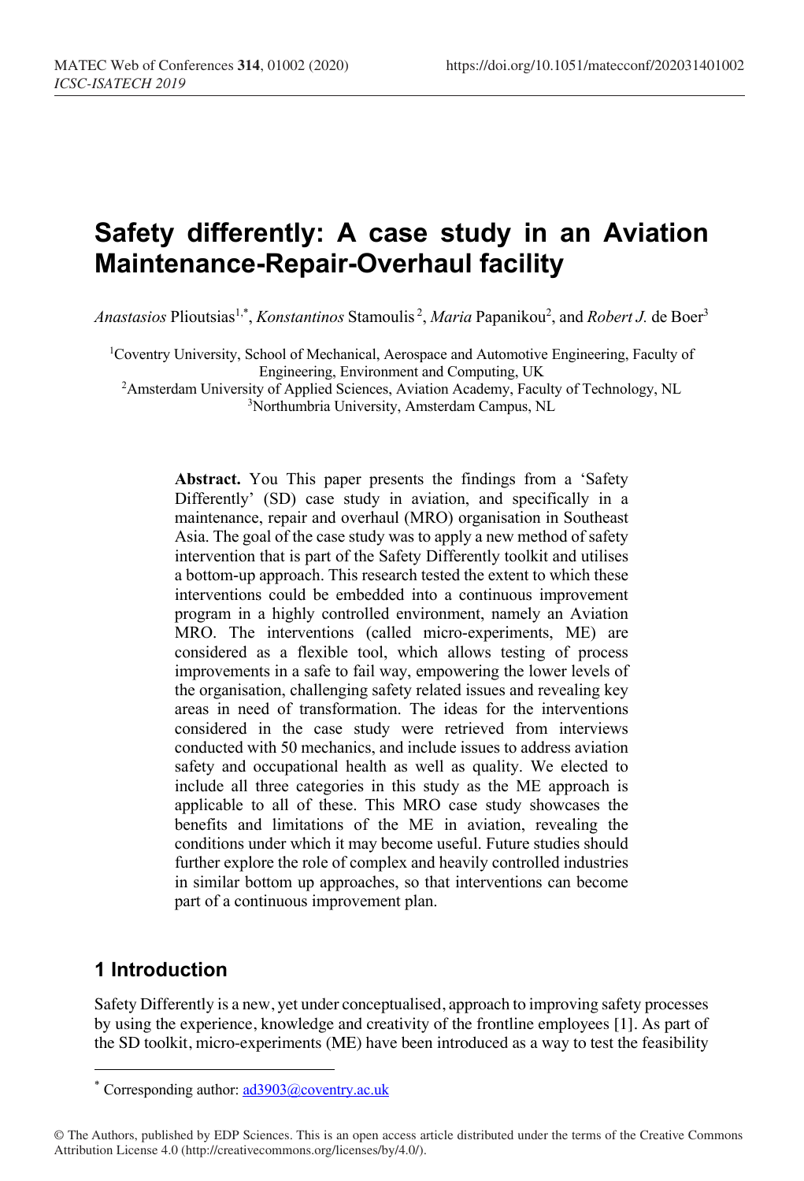# Safety differently: A case study in an Aviation Maintenance-Repair-Overhaul facility

*Anastasios* Plioutsias[1,*], *Konstantinos* Stamoulis[2], *Maria* Papanikou[2], and *Robert J.* de Boer[3]

[1]Coventry University, School of Mechanical, Aerospace and Automotive Engineering, Faculty of Engineering, Environment and Computing, UK
[2]Amsterdam University of Applied Sciences, Aviation Academy, Faculty of Technology, NL
[3]Northumbria University, Amsterdam Campus, NL

**Abstract.** You This paper presents the findings from a 'Safety Differently' (SD) case study in aviation, and specifically in a maintenance, repair and overhaul (MRO) organisation in Southeast Asia. The goal of the case study was to apply a new method of safety intervention that is part of the Safety Differently toolkit and utilises a bottom-up approach. This research tested the extent to which these interventions could be embedded into a continuous improvement program in a highly controlled environment, namely an Aviation MRO. The interventions (called micro-experiments, ME) are considered as a flexible tool, which allows testing of process improvements in a safe to fail way, empowering the lower levels of the organisation, challenging safety related issues and revealing key areas in need of transformation. The ideas for the interventions considered in the case study were retrieved from interviews conducted with 50 mechanics, and include issues to address aviation safety and occupational health as well as quality. We elected to include all three categories in this study as the ME approach is applicable to all of these. This MRO case study showcases the benefits and limitations of the ME in aviation, revealing the conditions under which it may become useful. Future studies should further explore the role of complex and heavily controlled industries in similar bottom up approaches, so that interventions can become part of a continuous improvement plan.

## 1 Introduction

Safety Differently is a new, yet under conceptualised, approach to improving safety processes by using the experience, knowledge and creativity of the frontline employees [1]. As part of the SD toolkit, micro-experiments (ME) have been introduced as a way to test the feasibility

---

* Corresponding author: ad3903@coventry.ac.uk

© The Authors, published by EDP Sciences. This is an open access article distributed under the terms of the Creative Commons Attribution License 4.0 (http://creativecommons.org/licenses/by/4.0/).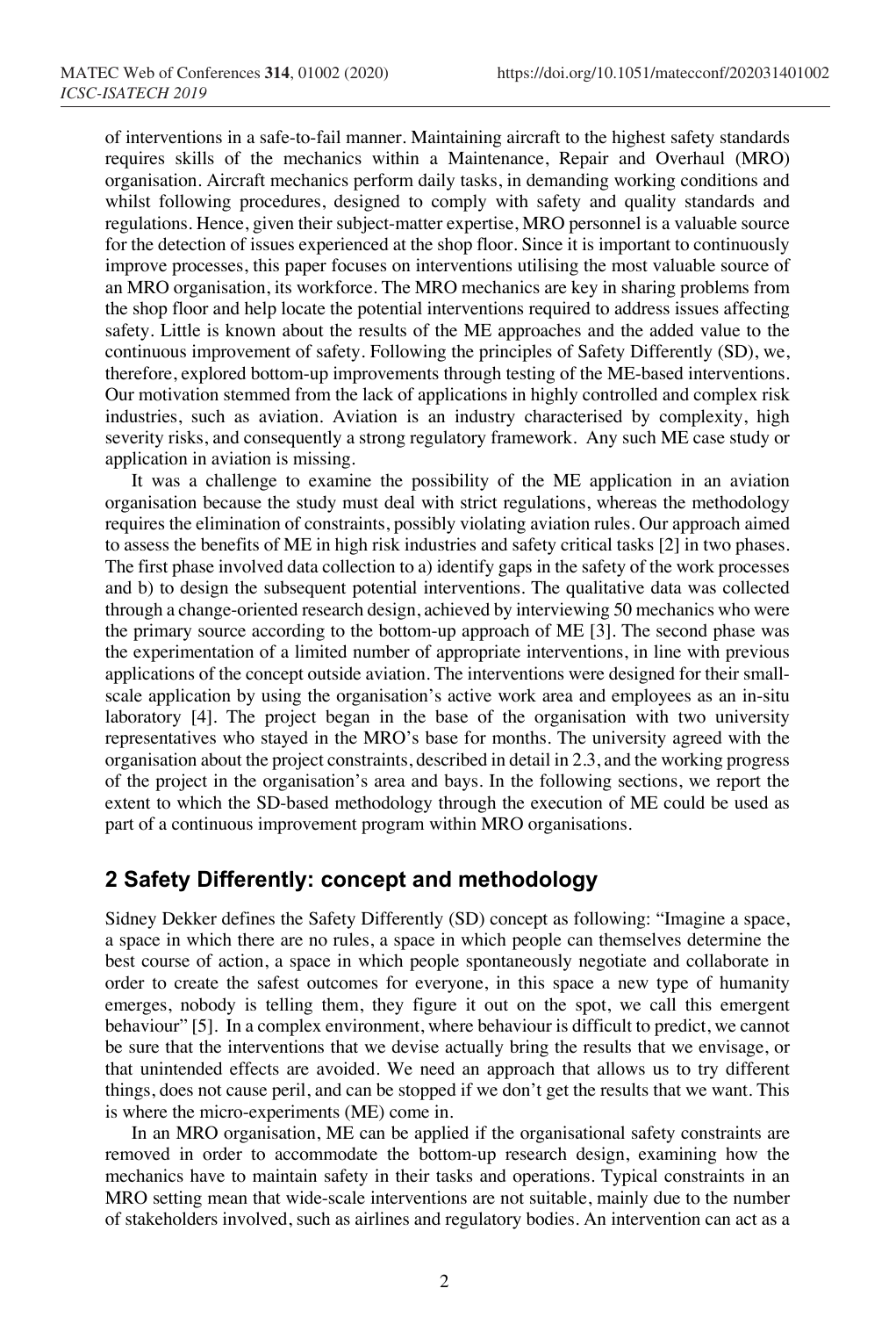of interventions in a safe-to-fail manner. Maintaining aircraft to the highest safety standards requires skills of the mechanics within a Maintenance, Repair and Overhaul (MRO) organisation. Aircraft mechanics perform daily tasks, in demanding working conditions and whilst following procedures, designed to comply with safety and quality standards and regulations. Hence, given their subject-matter expertise, MRO personnel is a valuable source for the detection of issues experienced at the shop floor. Since it is important to continuously improve processes, this paper focuses on interventions utilising the most valuable source of an MRO organisation, its workforce. The MRO mechanics are key in sharing problems from the shop floor and help locate the potential interventions required to address issues affecting safety. Little is known about the results of the ME approaches and the added value to the continuous improvement of safety. Following the principles of Safety Differently (SD), we, therefore, explored bottom-up improvements through testing of the ME-based interventions. Our motivation stemmed from the lack of applications in highly controlled and complex risk industries, such as aviation. Aviation is an industry characterised by complexity, high severity risks, and consequently a strong regulatory framework. Any such ME case study or application in aviation is missing.

It was a challenge to examine the possibility of the ME application in an aviation organisation because the study must deal with strict regulations, whereas the methodology requires the elimination of constraints, possibly violating aviation rules. Our approach aimed to assess the benefits of ME in high risk industries and safety critical tasks [2] in two phases. The first phase involved data collection to a) identify gaps in the safety of the work processes and b) to design the subsequent potential interventions. The qualitative data was collected through a change-oriented research design, achieved by interviewing 50 mechanics who were the primary source according to the bottom-up approach of ME [3]. The second phase was the experimentation of a limited number of appropriate interventions, in line with previous applications of the concept outside aviation. The interventions were designed for their small-scale application by using the organisation's active work area and employees as an in-situ laboratory [4]. The project began in the base of the organisation with two university representatives who stayed in the MRO's base for months. The university agreed with the organisation about the project constraints, described in detail in 2.3, and the working progress of the project in the organisation's area and bays. In the following sections, we report the extent to which the SD-based methodology through the execution of ME could be used as part of a continuous improvement program within MRO organisations.

## 2 Safety Differently: concept and methodology

Sidney Dekker defines the Safety Differently (SD) concept as following: "Imagine a space, a space in which there are no rules, a space in which people can themselves determine the best course of action, a space in which people spontaneously negotiate and collaborate in order to create the safest outcomes for everyone, in this space a new type of humanity emerges, nobody is telling them, they figure it out on the spot, we call this emergent behaviour" [5]. In a complex environment, where behaviour is difficult to predict, we cannot be sure that the interventions that we devise actually bring the results that we envisage, or that unintended effects are avoided. We need an approach that allows us to try different things, does not cause peril, and can be stopped if we don't get the results that we want. This is where the micro-experiments (ME) come in.

In an MRO organisation, ME can be applied if the organisational safety constraints are removed in order to accommodate the bottom-up research design, examining how the mechanics have to maintain safety in their tasks and operations. Typical constraints in an MRO setting mean that wide-scale interventions are not suitable, mainly due to the number of stakeholders involved, such as airlines and regulatory bodies. An intervention can act as a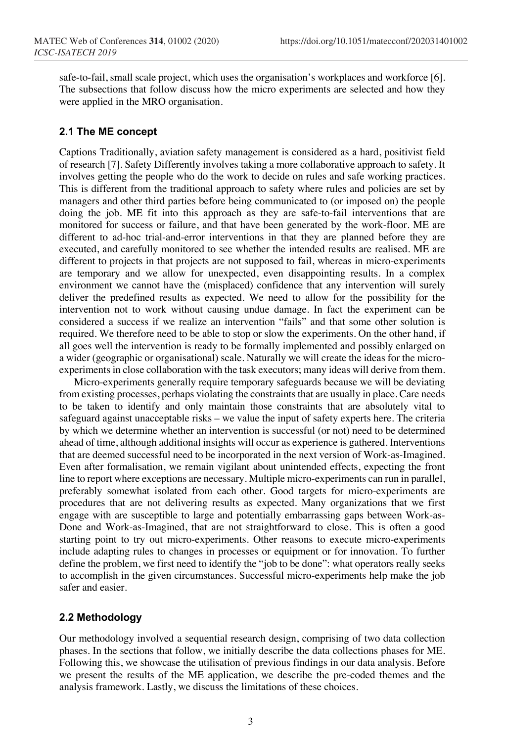safe-to-fail, small scale project, which uses the organisation's workplaces and workforce [6]. The subsections that follow discuss how the micro experiments are selected and how they were applied in the MRO organisation.

### 2.1 The ME concept

Captions Traditionally, aviation safety management is considered as a hard, positivist field of research [7]. Safety Differently involves taking a more collaborative approach to safety. It involves getting the people who do the work to decide on rules and safe working practices. This is different from the traditional approach to safety where rules and policies are set by managers and other third parties before being communicated to (or imposed on) the people doing the job. ME fit into this approach as they are safe-to-fail interventions that are monitored for success or failure, and that have been generated by the work-floor. ME are different to ad-hoc trial-and-error interventions in that they are planned before they are executed, and carefully monitored to see whether the intended results are realised. ME are different to projects in that projects are not supposed to fail, whereas in micro-experiments are temporary and we allow for unexpected, even disappointing results. In a complex environment we cannot have the (misplaced) confidence that any intervention will surely deliver the predefined results as expected. We need to allow for the possibility for the intervention not to work without causing undue damage. In fact the experiment can be considered a success if we realize an intervention "fails" and that some other solution is required. We therefore need to be able to stop or slow the experiments. On the other hand, if all goes well the intervention is ready to be formally implemented and possibly enlarged on a wider (geographic or organisational) scale. Naturally we will create the ideas for the micro-experiments in close collaboration with the task executors; many ideas will derive from them.

Micro-experiments generally require temporary safeguards because we will be deviating from existing processes, perhaps violating the constraints that are usually in place. Care needs to be taken to identify and only maintain those constraints that are absolutely vital to safeguard against unacceptable risks – we value the input of safety experts here. The criteria by which we determine whether an intervention is successful (or not) need to be determined ahead of time, although additional insights will occur as experience is gathered. Interventions that are deemed successful need to be incorporated in the next version of Work-as-Imagined. Even after formalisation, we remain vigilant about unintended effects, expecting the front line to report where exceptions are necessary. Multiple micro-experiments can run in parallel, preferably somewhat isolated from each other. Good targets for micro-experiments are procedures that are not delivering results as expected. Many organizations that we first engage with are susceptible to large and potentially embarrassing gaps between Work-as-Done and Work-as-Imagined, that are not straightforward to close. This is often a good starting point to try out micro-experiments. Other reasons to execute micro-experiments include adapting rules to changes in processes or equipment or for innovation. To further define the problem, we first need to identify the "job to be done": what operators really seeks to accomplish in the given circumstances. Successful micro-experiments help make the job safer and easier.

### 2.2 Methodology

Our methodology involved a sequential research design, comprising of two data collection phases. In the sections that follow, we initially describe the data collections phases for ME. Following this, we showcase the utilisation of previous findings in our data analysis. Before we present the results of the ME application, we describe the pre-coded themes and the analysis framework. Lastly, we discuss the limitations of these choices.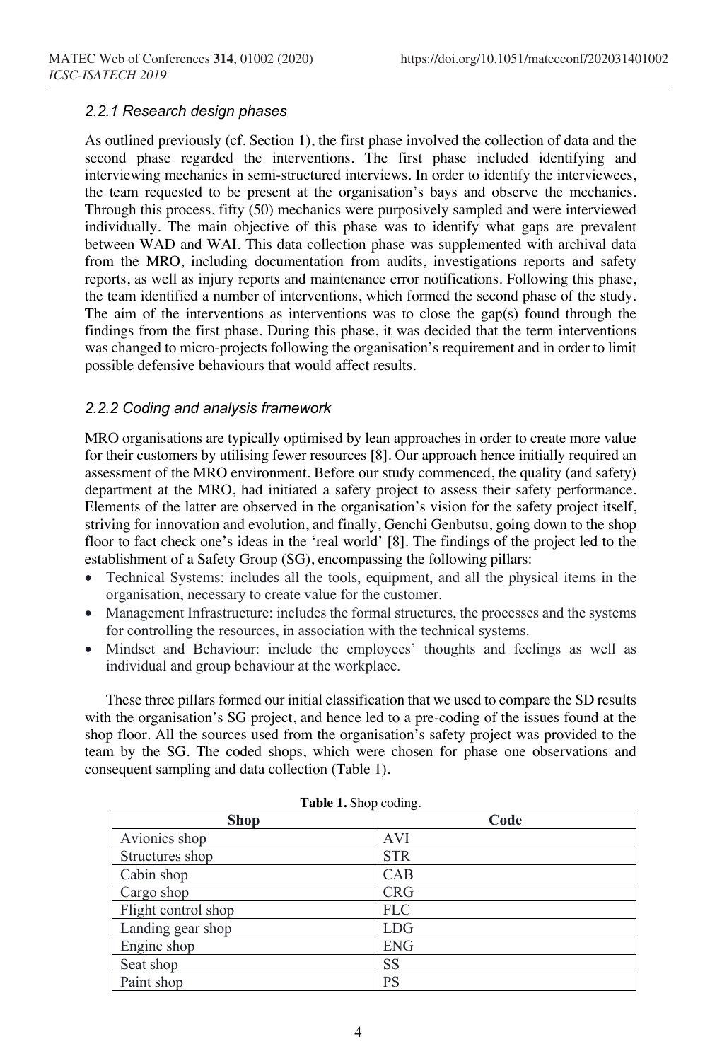### 2.2.1 Research design phases

As outlined previously (cf. Section 1), the first phase involved the collection of data and the second phase regarded the interventions. The first phase included identifying and interviewing mechanics in semi-structured interviews. In order to identify the interviewees, the team requested to be present at the organisation's bays and observe the mechanics. Through this process, fifty (50) mechanics were purposively sampled and were interviewed individually. The main objective of this phase was to identify what gaps are prevalent between WAD and WAI. This data collection phase was supplemented with archival data from the MRO, including documentation from audits, investigations reports and safety reports, as well as injury reports and maintenance error notifications. Following this phase, the team identified a number of interventions, which formed the second phase of the study. The aim of the interventions as interventions was to close the gap(s) found through the findings from the first phase. During this phase, it was decided that the term interventions was changed to micro-projects following the organisation's requirement and in order to limit possible defensive behaviours that would affect results.

### 2.2.2 Coding and analysis framework

MRO organisations are typically optimised by lean approaches in order to create more value for their customers by utilising fewer resources [8]. Our approach hence initially required an assessment of the MRO environment. Before our study commenced, the quality (and safety) department at the MRO, had initiated a safety project to assess their safety performance. Elements of the latter are observed in the organisation's vision for the safety project itself, striving for innovation and evolution, and finally, Genchi Genbutsu, going down to the shop floor to fact check one's ideas in the 'real world' [8]. The findings of the project led to the establishment of a Safety Group (SG), encompassing the following pillars:

- Technical Systems: includes all the tools, equipment, and all the physical items in the organisation, necessary to create value for the customer.
- Management Infrastructure: includes the formal structures, the processes and the systems for controlling the resources, in association with the technical systems.
- Mindset and Behaviour: include the employees' thoughts and feelings as well as individual and group behaviour at the workplace.

These three pillars formed our initial classification that we used to compare the SD results with the organisation's SG project, and hence led to a pre-coding of the issues found at the shop floor. All the sources used from the organisation's safety project was provided to the team by the SG. The coded shops, which were chosen for phase one observations and consequent sampling and data collection (Table 1).

**Table 1.** Shop coding.

| Shop | Code |
|---|---|
| Avionics shop | AVI |
| Structures shop | STR |
| Cabin shop | CAB |
| Cargo shop | CRG |
| Flight control shop | FLC |
| Landing gear shop | LDG |
| Engine shop | ENG |
| Seat shop | SS |
| Paint shop | PS |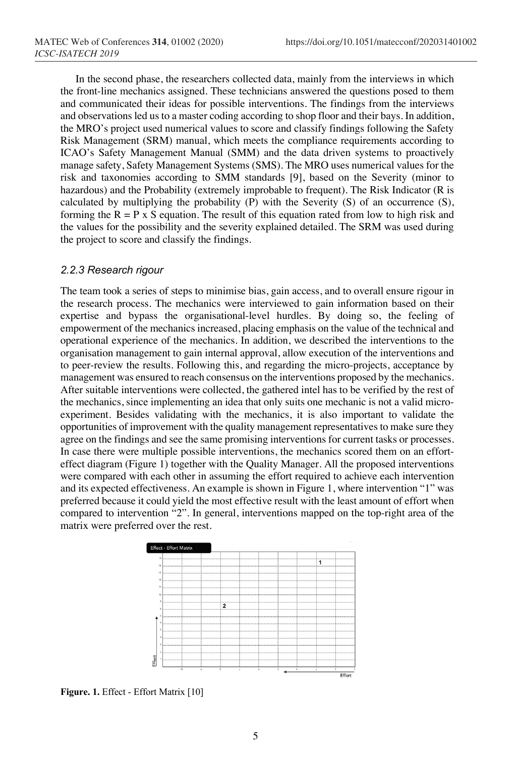In the second phase, the researchers collected data, mainly from the interviews in which the front-line mechanics assigned. These technicians answered the questions posed to them and communicated their ideas for possible interventions. The findings from the interviews and observations led us to a master coding according to shop floor and their bays. In addition, the MRO's project used numerical values to score and classify findings following the Safety Risk Management (SRM) manual, which meets the compliance requirements according to ICAO's Safety Management Manual (SMM) and the data driven systems to proactively manage safety, Safety Management Systems (SMS). The MRO uses numerical values for the risk and taxonomies according to SMM standards [9], based on the Severity (minor to hazardous) and the Probability (extremely improbable to frequent). The Risk Indicator (R is calculated by multiplying the probability (P) with the Severity (S) of an occurrence (S), forming the $R = P \times S$ equation. The result of this equation rated from low to high risk and the values for the possibility and the severity explained detailed. The SRM was used during the project to score and classify the findings.

### 2.2.3 Research rigour

The team took a series of steps to minimise bias, gain access, and to overall ensure rigour in the research process. The mechanics were interviewed to gain information based on their expertise and bypass the organisational-level hurdles. By doing so, the feeling of empowerment of the mechanics increased, placing emphasis on the value of the technical and operational experience of the mechanics. In addition, we described the interventions to the organisation management to gain internal approval, allow execution of the interventions and to peer-review the results. Following this, and regarding the micro-projects, acceptance by management was ensured to reach consensus on the interventions proposed by the mechanics. After suitable interventions were collected, the gathered intel has to be verified by the rest of the mechanics, since implementing an idea that only suits one mechanic is not a valid micro-experiment. Besides validating with the mechanics, it is also important to validate the opportunities of improvement with the quality management representatives to make sure they agree on the findings and see the same promising interventions for current tasks or processes. In case there were multiple possible interventions, the mechanics scored them on an effort-effect diagram (Figure 1) together with the Quality Manager. All the proposed interventions were compared with each other in assuming the effort required to achieve each intervention and its expected effectiveness. An example is shown in Figure 1, where intervention "1" was preferred because it could yield the most effective result with the least amount of effort when compared to intervention "2". In general, interventions mapped on the top-right area of the matrix were preferred over the rest.

**Figure. 1.** Effect - Effort Matrix [10]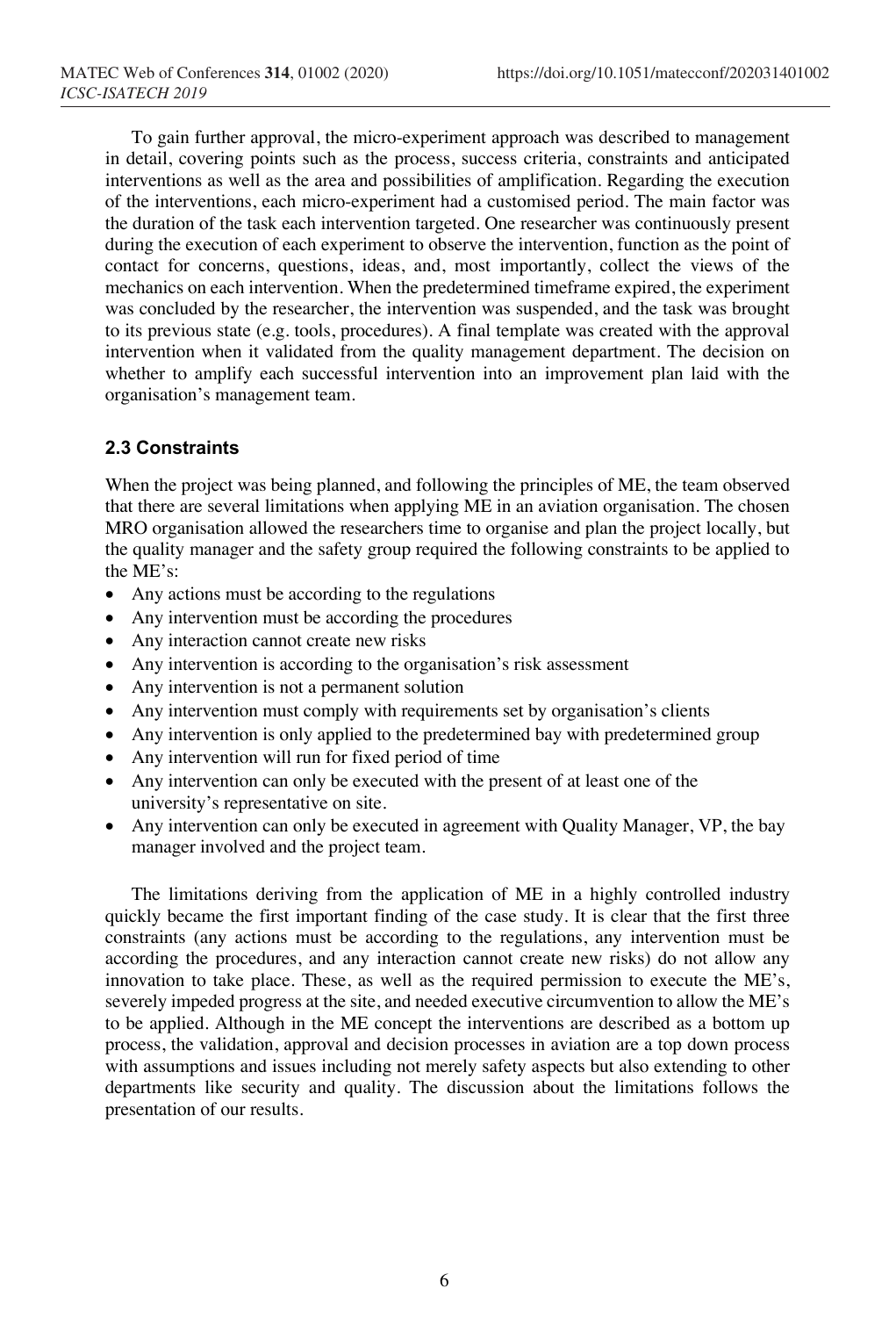To gain further approval, the micro-experiment approach was described to management in detail, covering points such as the process, success criteria, constraints and anticipated interventions as well as the area and possibilities of amplification. Regarding the execution of the interventions, each micro-experiment had a customised period. The main factor was the duration of the task each intervention targeted. One researcher was continuously present during the execution of each experiment to observe the intervention, function as the point of contact for concerns, questions, ideas, and, most importantly, collect the views of the mechanics on each intervention. When the predetermined timeframe expired, the experiment was concluded by the researcher, the intervention was suspended, and the task was brought to its previous state (e.g. tools, procedures). A final template was created with the approval intervention when it validated from the quality management department. The decision on whether to amplify each successful intervention into an improvement plan laid with the organisation's management team.

### 2.3 Constraints

When the project was being planned, and following the principles of ME, the team observed that there are several limitations when applying ME in an aviation organisation. The chosen MRO organisation allowed the researchers time to organise and plan the project locally, but the quality manager and the safety group required the following constraints to be applied to the ME's:

- Any actions must be according to the regulations
- Any intervention must be according the procedures
- Any interaction cannot create new risks
- Any intervention is according to the organisation's risk assessment
- Any intervention is not a permanent solution
- Any intervention must comply with requirements set by organisation's clients
- Any intervention is only applied to the predetermined bay with predetermined group
- Any intervention will run for fixed period of time
- Any intervention can only be executed with the present of at least one of the university's representative on site.
- Any intervention can only be executed in agreement with Quality Manager, VP, the bay manager involved and the project team.

The limitations deriving from the application of ME in a highly controlled industry quickly became the first important finding of the case study. It is clear that the first three constraints (any actions must be according to the regulations, any intervention must be according the procedures, and any interaction cannot create new risks) do not allow any innovation to take place. These, as well as the required permission to execute the ME's, severely impeded progress at the site, and needed executive circumvention to allow the ME's to be applied. Although in the ME concept the interventions are described as a bottom up process, the validation, approval and decision processes in aviation are a top down process with assumptions and issues including not merely safety aspects but also extending to other departments like security and quality. The discussion about the limitations follows the presentation of our results.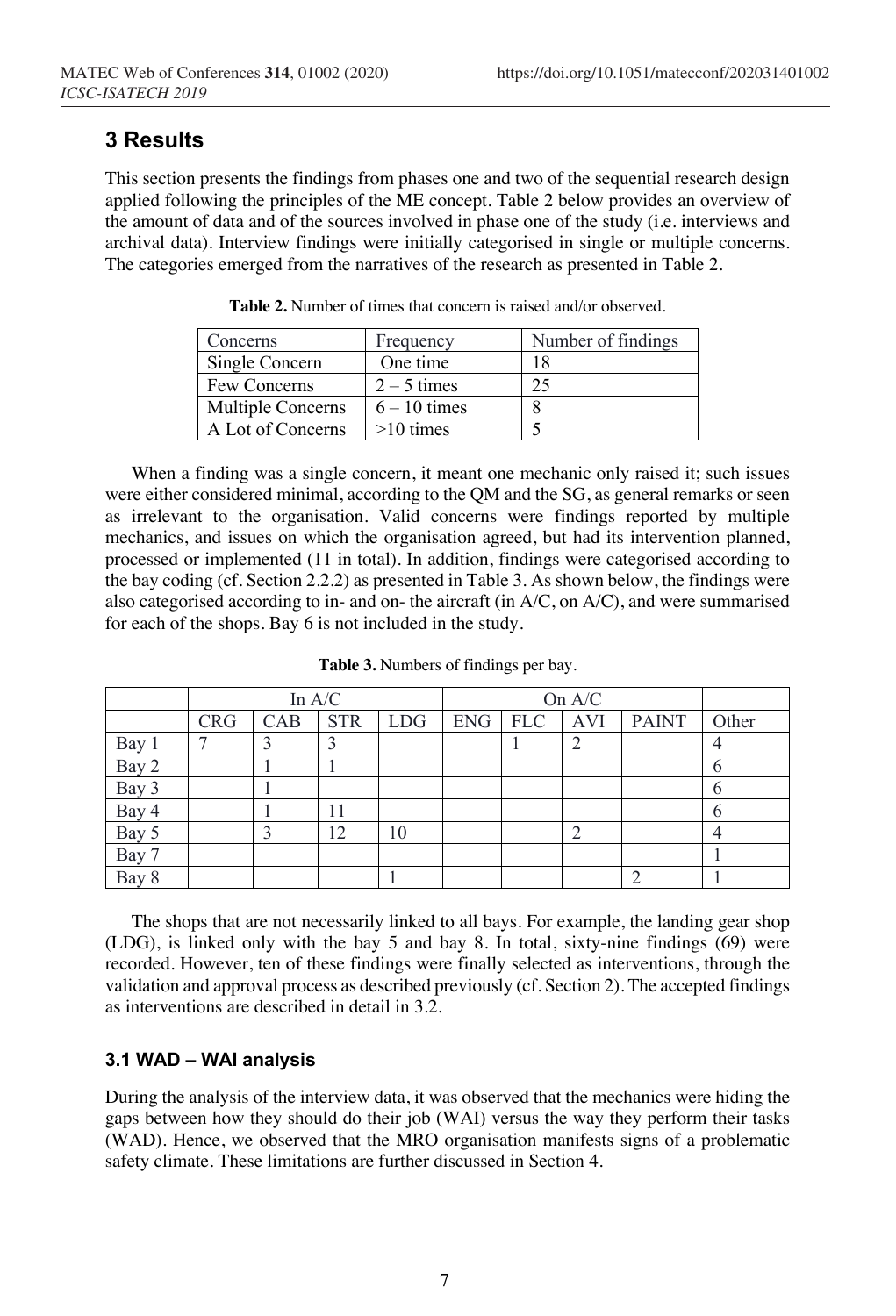## 3 Results

This section presents the findings from phases one and two of the sequential research design applied following the principles of the ME concept. Table 2 below provides an overview of the amount of data and of the sources involved in phase one of the study (i.e. interviews and archival data). Interview findings were initially categorised in single or multiple concerns. The categories emerged from the narratives of the research as presented in Table 2.

**Table 2.** Number of times that concern is raised and/or observed.

| Concerns | Frequency | Number of findings |
|---|---|---|
| Single Concern | One time | 18 |
| Few Concerns | 2 – 5 times | 25 |
| Multiple Concerns | 6 – 10 times | 8 |
| A Lot of Concerns | >10 times | 5 |

When a finding was a single concern, it meant one mechanic only raised it; such issues were either considered minimal, according to the QM and the SG, as general remarks or seen as irrelevant to the organisation. Valid concerns were findings reported by multiple mechanics, and issues on which the organisation agreed, but had its intervention planned, processed or implemented (11 in total). In addition, findings were categorised according to the bay coding (cf. Section 2.2.2) as presented in Table 3. As shown below, the findings were also categorised according to in- and on- the aircraft (in A/C, on A/C), and were summarised for each of the shops. Bay 6 is not included in the study.

**Table 3.** Numbers of findings per bay.

| | In A/C | | | | On A/C | | | | |
|---|---|---|---|---|---|---|---|---|---|
| | CRG | CAB | STR | LDG | ENG | FLC | AVI | PAINT | Other |
| Bay 1 | 7 | 3 | 3 | | | 1 | 2 | | 4 |
| Bay 2 | | 1 | 1 | | | | | | 6 |
| Bay 3 | | 1 | | | | | | | 6 |
| Bay 4 | | 1 | 11 | | | | | | 6 |
| Bay 5 | | 3 | 12 | 10 | | | 2 | | 4 |
| Bay 7 | | | | | | | | | 1 |
| Bay 8 | | | | 1 | | | | 2 | 1 |

The shops that are not necessarily linked to all bays. For example, the landing gear shop (LDG), is linked only with the bay 5 and bay 8. In total, sixty-nine findings (69) were recorded. However, ten of these findings were finally selected as interventions, through the validation and approval process as described previously (cf. Section 2). The accepted findings as interventions are described in detail in 3.2.

### 3.1 WAD – WAI analysis

During the analysis of the interview data, it was observed that the mechanics were hiding the gaps between how they should do their job (WAI) versus the way they perform their tasks (WAD). Hence, we observed that the MRO organisation manifests signs of a problematic safety climate. These limitations are further discussed in Section 4.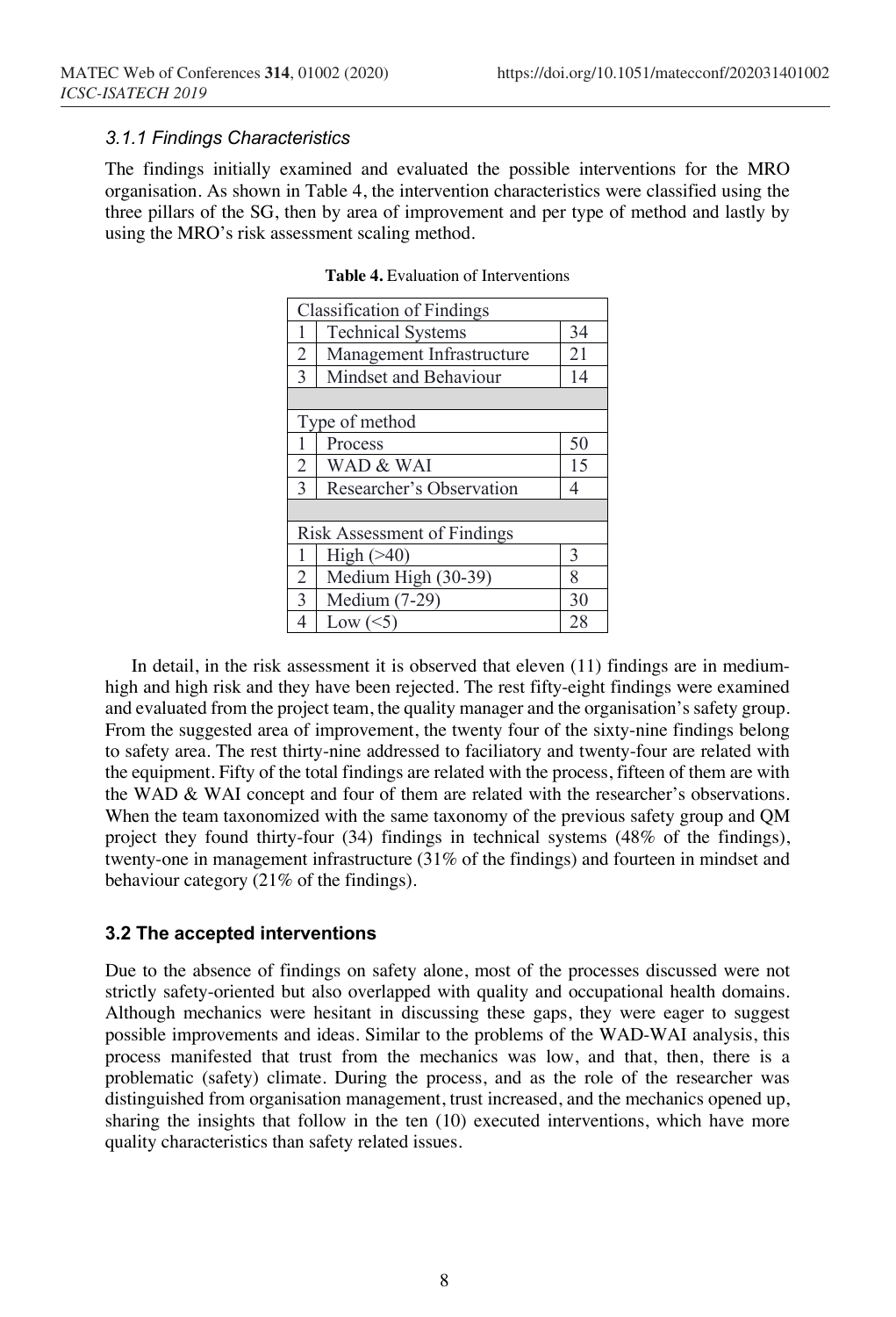### *3.1.1 Findings Characteristics*

The findings initially examined and evaluated the possible interventions for the MRO organisation. As shown in Table 4, the intervention characteristics were classified using the three pillars of the SG, then by area of improvement and per type of method and lastly by using the MRO's risk assessment scaling method.

**Table 4.** Evaluation of Interventions

| Classification of Findings | | |
|---|---|---|
| 1 | Technical Systems | 34 |
| 2 | Management Infrastructure | 21 |
| 3 | Mindset and Behaviour | 14 |
| | | |
| Type of method | | |
| 1 | Process | 50 |
| 2 | WAD & WAI | 15 |
| 3 | Researcher's Observation | 4 |
| | | |
| Risk Assessment of Findings | | |
| 1 | High (>40) | 3 |
| 2 | Medium High (30-39) | 8 |
| 3 | Medium (7-29) | 30 |
| 4 | Low (<5) | 28 |

In detail, in the risk assessment it is observed that eleven (11) findings are in medium-high and high risk and they have been rejected. The rest fifty-eight findings were examined and evaluated from the project team, the quality manager and the organisation's safety group. From the suggested area of improvement, the twenty four of the sixty-nine findings belong to safety area. The rest thirty-nine addressed to faciliatory and twenty-four are related with the equipment. Fifty of the total findings are related with the process, fifteen of them are with the WAD & WAI concept and four of them are related with the researcher's observations. When the team taxonomized with the same taxonomy of the previous safety group and QM project they found thirty-four (34) findings in technical systems (48% of the findings), twenty-one in management infrastructure (31% of the findings) and fourteen in mindset and behaviour category (21% of the findings).

### 3.2 The accepted interventions

Due to the absence of findings on safety alone, most of the processes discussed were not strictly safety-oriented but also overlapped with quality and occupational health domains. Although mechanics were hesitant in discussing these gaps, they were eager to suggest possible improvements and ideas. Similar to the problems of the WAD-WAI analysis, this process manifested that trust from the mechanics was low, and that, then, there is a problematic (safety) climate. During the process, and as the role of the researcher was distinguished from organisation management, trust increased, and the mechanics opened up, sharing the insights that follow in the ten (10) executed interventions, which have more quality characteristics than safety related issues.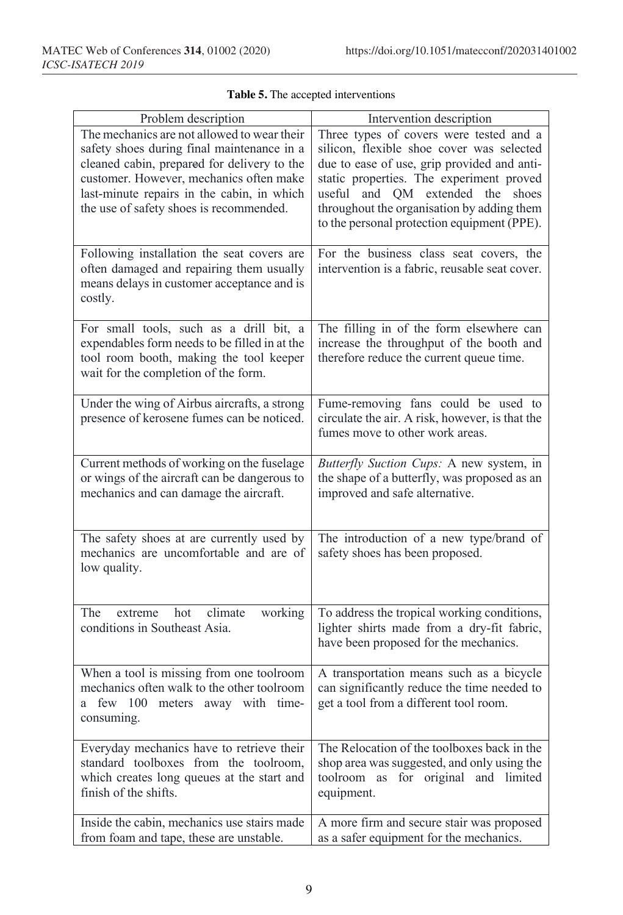**Table 5.** The accepted interventions

| Problem description | Intervention description |
| --- | --- |
| The mechanics are not allowed to wear their safety shoes during final maintenance in a cleaned cabin, prepared for delivery to the customer. However, mechanics often make last-minute repairs in the cabin, in which the use of safety shoes is recommended. | Three types of covers were tested and a silicon, flexible shoe cover was selected due to ease of use, grip provided and anti-static properties. The experiment proved useful and QM extended the shoes throughout the organisation by adding them to the personal protection equipment (PPE). |
| Following installation the seat covers are often damaged and repairing them usually means delays in customer acceptance and is costly. | For the business class seat covers, the intervention is a fabric, reusable seat cover. |
| For small tools, such as a drill bit, a expendables form needs to be filled in at the tool room booth, making the tool keeper wait for the completion of the form. | The filling in of the form elsewhere can increase the throughput of the booth and therefore reduce the current queue time. |
| Under the wing of Airbus aircrafts, a strong presence of kerosene fumes can be noticed. | Fume-removing fans could be used to circulate the air. A risk, however, is that the fumes move to other work areas. |
| Current methods of working on the fuselage or wings of the aircraft can be dangerous to mechanics and can damage the aircraft. | *Butterfly Suction Cups:* A new system, in the shape of a butterfly, was proposed as an improved and safe alternative. |
| The safety shoes at are currently used by mechanics are uncomfortable and are of low quality. | The introduction of a new type/brand of safety shoes has been proposed. |
| The extreme hot climate working conditions in Southeast Asia. | To address the tropical working conditions, lighter shirts made from a dry-fit fabric, have been proposed for the mechanics. |
| When a tool is missing from one toolroom mechanics often walk to the other toolroom a few 100 meters away with time-consuming. | A transportation means such as a bicycle can significantly reduce the time needed to get a tool from a different tool room. |
| Everyday mechanics have to retrieve their standard toolboxes from the toolroom, which creates long queues at the start and finish of the shifts. | The Relocation of the toolboxes back in the shop area was suggested, and only using the toolroom as for original and limited equipment. |
| Inside the cabin, mechanics use stairs made from foam and tape, these are unstable. | A more firm and secure stair was proposed as a safer equipment for the mechanics. |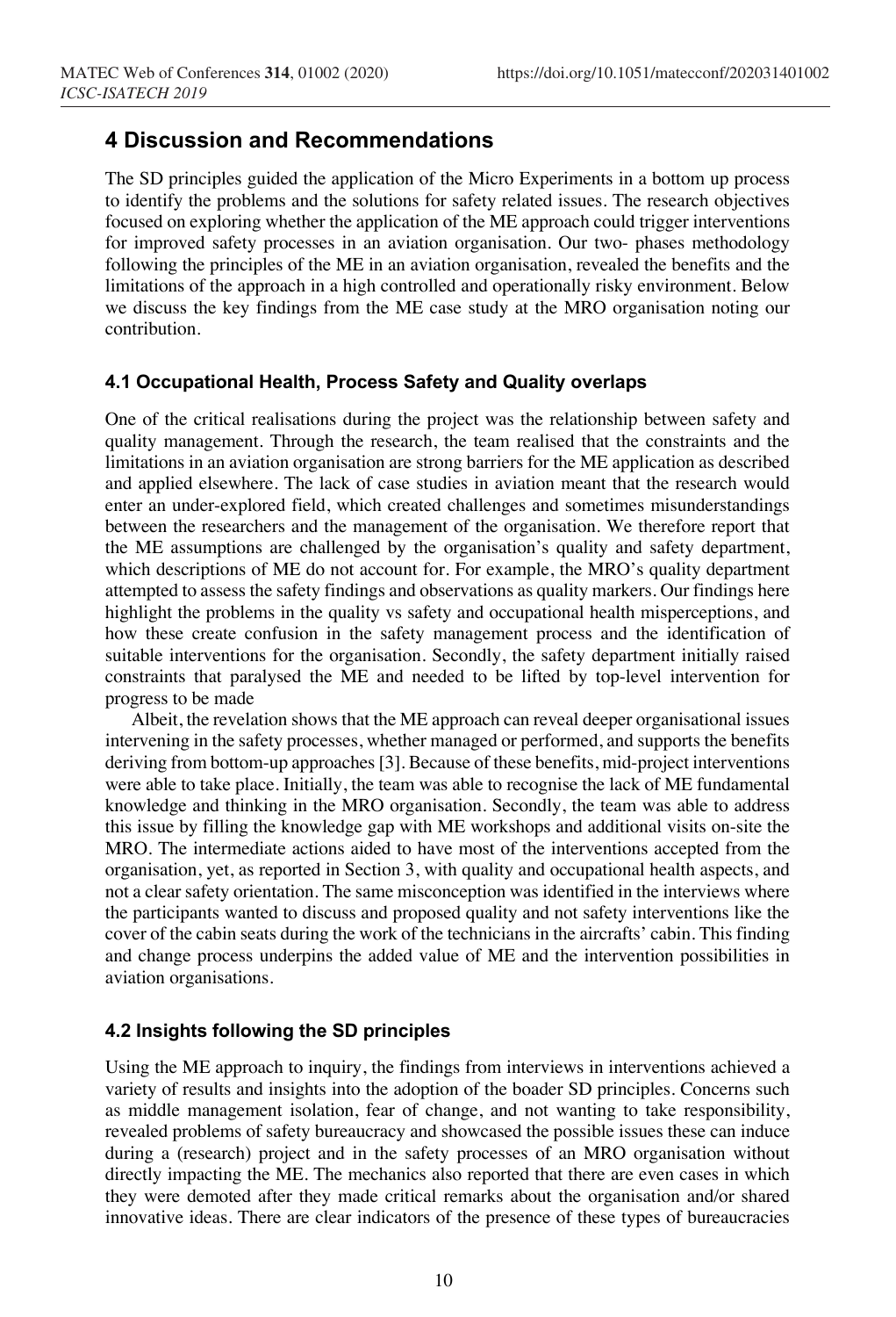## 4 Discussion and Recommendations

The SD principles guided the application of the Micro Experiments in a bottom up process to identify the problems and the solutions for safety related issues. The research objectives focused on exploring whether the application of the ME approach could trigger interventions for improved safety processes in an aviation organisation. Our two- phases methodology following the principles of the ME in an aviation organisation, revealed the benefits and the limitations of the approach in a high controlled and operationally risky environment. Below we discuss the key findings from the ME case study at the MRO organisation noting our contribution.

### 4.1 Occupational Health, Process Safety and Quality overlaps

One of the critical realisations during the project was the relationship between safety and quality management. Through the research, the team realised that the constraints and the limitations in an aviation organisation are strong barriers for the ME application as described and applied elsewhere. The lack of case studies in aviation meant that the research would enter an under-explored field, which created challenges and sometimes misunderstandings between the researchers and the management of the organisation. We therefore report that the ME assumptions are challenged by the organisation's quality and safety department, which descriptions of ME do not account for. For example, the MRO's quality department attempted to assess the safety findings and observations as quality markers. Our findings here highlight the problems in the quality vs safety and occupational health misperceptions, and how these create confusion in the safety management process and the identification of suitable interventions for the organisation. Secondly, the safety department initially raised constraints that paralysed the ME and needed to be lifted by top-level intervention for progress to be made

Albeit, the revelation shows that the ME approach can reveal deeper organisational issues intervening in the safety processes, whether managed or performed, and supports the benefits deriving from bottom-up approaches [3]. Because of these benefits, mid-project interventions were able to take place. Initially, the team was able to recognise the lack of ME fundamental knowledge and thinking in the MRO organisation. Secondly, the team was able to address this issue by filling the knowledge gap with ME workshops and additional visits on-site the MRO. The intermediate actions aided to have most of the interventions accepted from the organisation, yet, as reported in Section 3, with quality and occupational health aspects, and not a clear safety orientation. The same misconception was identified in the interviews where the participants wanted to discuss and proposed quality and not safety interventions like the cover of the cabin seats during the work of the technicians in the aircrafts' cabin. This finding and change process underpins the added value of ME and the intervention possibilities in aviation organisations.

### 4.2 Insights following the SD principles

Using the ME approach to inquiry, the findings from interviews in interventions achieved a variety of results and insights into the adoption of the boader SD principles. Concerns such as middle management isolation, fear of change, and not wanting to take responsibility, revealed problems of safety bureaucracy and showcased the possible issues these can induce during a (research) project and in the safety processes of an MRO organisation without directly impacting the ME. The mechanics also reported that there are even cases in which they were demoted after they made critical remarks about the organisation and/or shared innovative ideas. There are clear indicators of the presence of these types of bureaucracies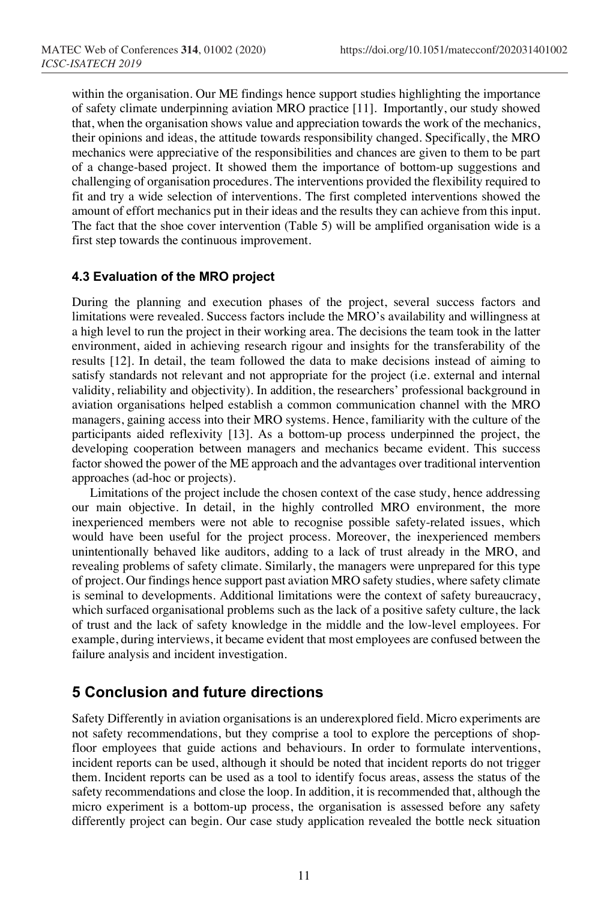within the organisation. Our ME findings hence support studies highlighting the importance of safety climate underpinning aviation MRO practice [11]. Importantly, our study showed that, when the organisation shows value and appreciation towards the work of the mechanics, their opinions and ideas, the attitude towards responsibility changed. Specifically, the MRO mechanics were appreciative of the responsibilities and chances are given to them to be part of a change-based project. It showed them the importance of bottom-up suggestions and challenging of organisation procedures. The interventions provided the flexibility required to fit and try a wide selection of interventions. The first completed interventions showed the amount of effort mechanics put in their ideas and the results they can achieve from this input. The fact that the shoe cover intervention (Table 5) will be amplified organisation wide is a first step towards the continuous improvement.

### 4.3 Evaluation of the MRO project

During the planning and execution phases of the project, several success factors and limitations were revealed. Success factors include the MRO's availability and willingness at a high level to run the project in their working area. The decisions the team took in the latter environment, aided in achieving research rigour and insights for the transferability of the results [12]. In detail, the team followed the data to make decisions instead of aiming to satisfy standards not relevant and not appropriate for the project (i.e. external and internal validity, reliability and objectivity). In addition, the researchers' professional background in aviation organisations helped establish a common communication channel with the MRO managers, gaining access into their MRO systems. Hence, familiarity with the culture of the participants aided reflexivity [13]. As a bottom-up process underpinned the project, the developing cooperation between managers and mechanics became evident. This success factor showed the power of the ME approach and the advantages over traditional intervention approaches (ad-hoc or projects).

Limitations of the project include the chosen context of the case study, hence addressing our main objective. In detail, in the highly controlled MRO environment, the more inexperienced members were not able to recognise possible safety-related issues, which would have been useful for the project process. Moreover, the inexperienced members unintentionally behaved like auditors, adding to a lack of trust already in the MRO, and revealing problems of safety climate. Similarly, the managers were unprepared for this type of project. Our findings hence support past aviation MRO safety studies, where safety climate is seminal to developments. Additional limitations were the context of safety bureaucracy, which surfaced organisational problems such as the lack of a positive safety culture, the lack of trust and the lack of safety knowledge in the middle and the low-level employees. For example, during interviews, it became evident that most employees are confused between the failure analysis and incident investigation.

## 5 Conclusion and future directions

Safety Differently in aviation organisations is an underexplored field. Micro experiments are not safety recommendations, but they comprise a tool to explore the perceptions of shop-floor employees that guide actions and behaviours. In order to formulate interventions, incident reports can be used, although it should be noted that incident reports do not trigger them. Incident reports can be used as a tool to identify focus areas, assess the status of the safety recommendations and close the loop. In addition, it is recommended that, although the micro experiment is a bottom-up process, the organisation is assessed before any safety differently project can begin. Our case study application revealed the bottle neck situation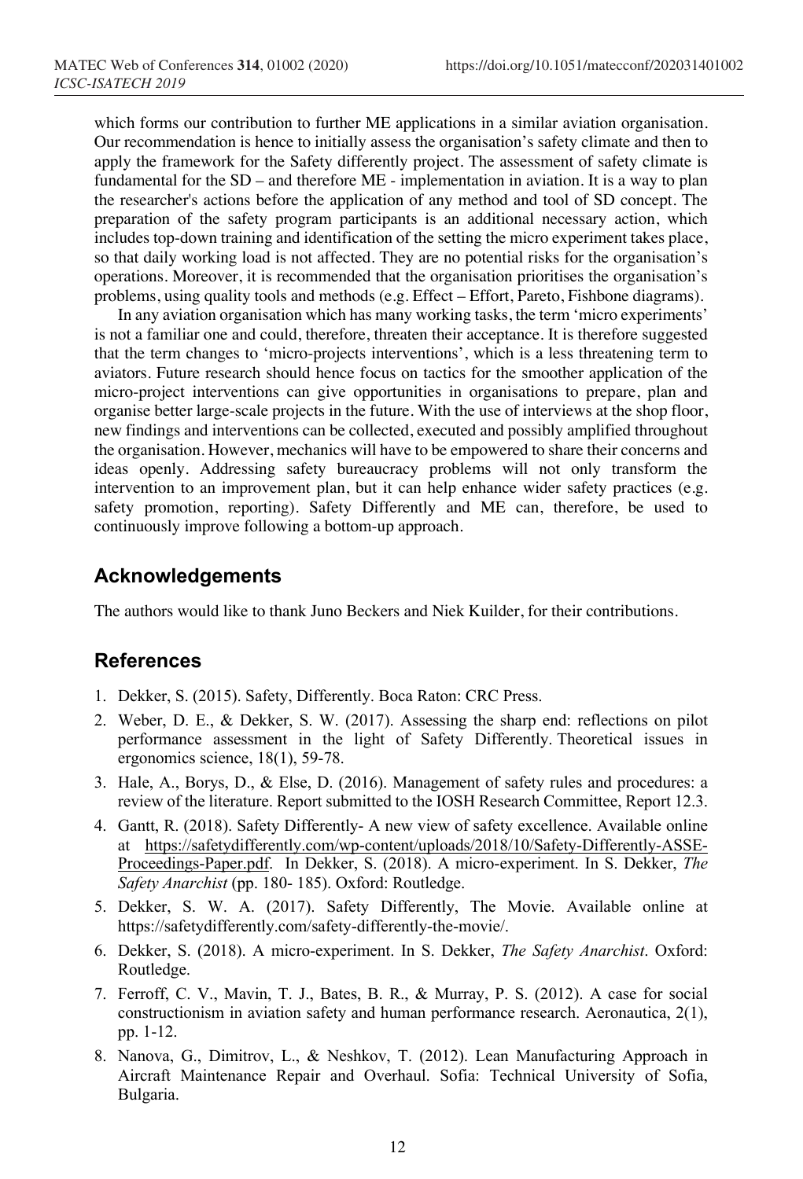which forms our contribution to further ME applications in a similar aviation organisation. Our recommendation is hence to initially assess the organisation's safety climate and then to apply the framework for the Safety differently project. The assessment of safety climate is fundamental for the SD – and therefore ME - implementation in aviation. It is a way to plan the researcher's actions before the application of any method and tool of SD concept. The preparation of the safety program participants is an additional necessary action, which includes top-down training and identification of the setting the micro experiment takes place, so that daily working load is not affected. They are no potential risks for the organisation's operations. Moreover, it is recommended that the organisation prioritises the organisation's problems, using quality tools and methods (e.g. Effect – Effort, Pareto, Fishbone diagrams).

In any aviation organisation which has many working tasks, the term 'micro experiments' is not a familiar one and could, therefore, threaten their acceptance. It is therefore suggested that the term changes to 'micro-projects interventions', which is a less threatening term to aviators. Future research should hence focus on tactics for the smoother application of the micro-project interventions can give opportunities in organisations to prepare, plan and organise better large-scale projects in the future. With the use of interviews at the shop floor, new findings and interventions can be collected, executed and possibly amplified throughout the organisation. However, mechanics will have to be empowered to share their concerns and ideas openly. Addressing safety bureaucracy problems will not only transform the intervention to an improvement plan, but it can help enhance wider safety practices (e.g. safety promotion, reporting). Safety Differently and ME can, therefore, be used to continuously improve following a bottom-up approach.

## Acknowledgements

The authors would like to thank Juno Beckers and Niek Kuilder, for their contributions.

## References

1. Dekker, S. (2015). Safety, Differently. Boca Raton: CRC Press.
2. Weber, D. E., & Dekker, S. W. (2017). Assessing the sharp end: reflections on pilot performance assessment in the light of Safety Differently. Theoretical issues in ergonomics science, 18(1), 59-78.
3. Hale, A., Borys, D., & Else, D. (2016). Management of safety rules and procedures: a review of the literature. Report submitted to the IOSH Research Committee, Report 12.3.
4. Gantt, R. (2018). Safety Differently- A new view of safety excellence. Available online at https://safetydifferently.com/wp-content/uploads/2018/10/Safety-Differently-ASSE-Proceedings-Paper.pdf. In Dekker, S. (2018). A micro-experiment. In S. Dekker, *The Safety Anarchist* (pp. 180- 185). Oxford: Routledge.
5. Dekker, S. W. A. (2017). Safety Differently, The Movie. Available online at https://safetydifferently.com/safety-differently-the-movie/.
6. Dekker, S. (2018). A micro-experiment. In S. Dekker, *The Safety Anarchist*. Oxford: Routledge.
7. Ferroff, C. V., Mavin, T. J., Bates, B. R., & Murray, P. S. (2012). A case for social constructionism in aviation safety and human performance research. Aeronautica, 2(1), pp. 1-12.
8. Nanova, G., Dimitrov, L., & Neshkov, T. (2012). Lean Manufacturing Approach in Aircraft Maintenance Repair and Overhaul. Sofia: Technical University of Sofia, Bulgaria.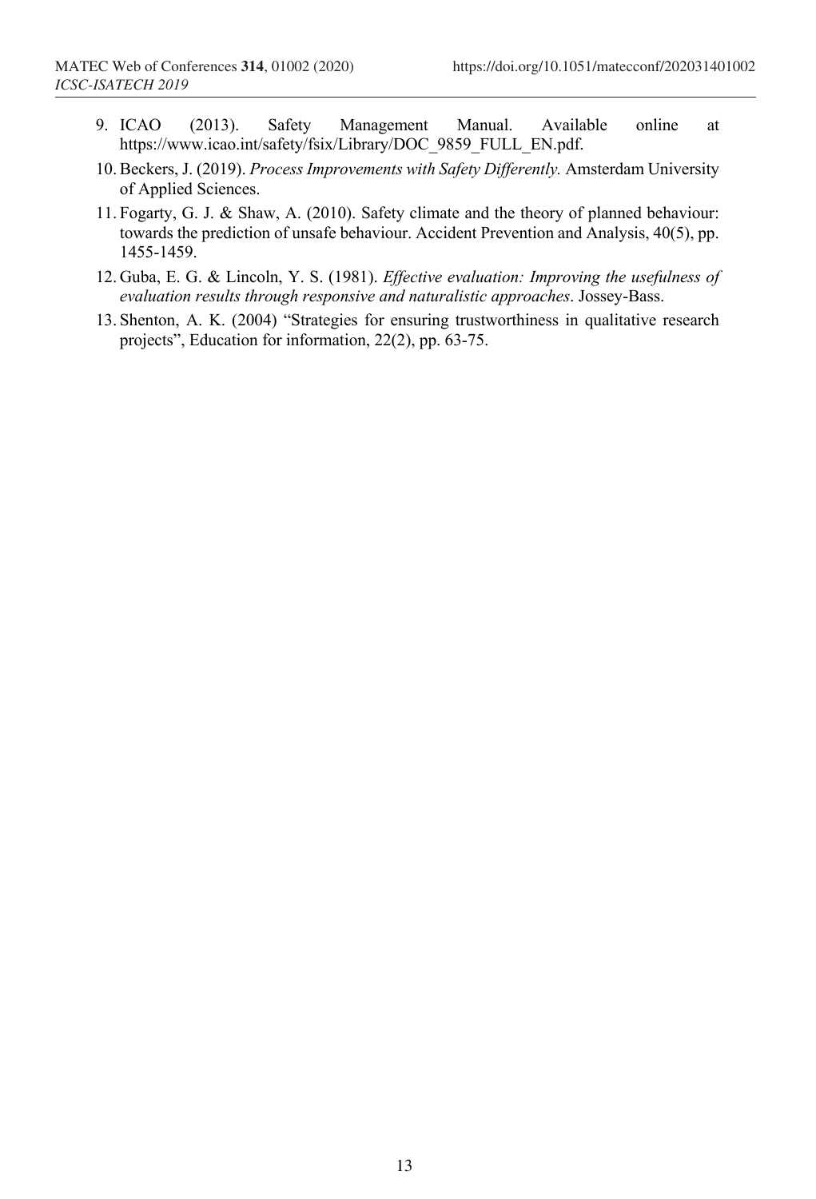9. ICAO (2013). Safety Management Manual. Available online at https://www.icao.int/safety/fsix/Library/DOC_9859_FULL_EN.pdf.
10. Beckers, J. (2019). *Process Improvements with Safety Differently.* Amsterdam University of Applied Sciences.
11. Fogarty, G. J. & Shaw, A. (2010). Safety climate and the theory of planned behaviour: towards the prediction of unsafe behaviour. Accident Prevention and Analysis, 40(5), pp. 1455-1459.
12. Guba, E. G. & Lincoln, Y. S. (1981). *Effective evaluation: Improving the usefulness of evaluation results through responsive and naturalistic approaches*. Jossey-Bass.
13. Shenton, A. K. (2004) "Strategies for ensuring trustworthiness in qualitative research projects", Education for information, 22(2), pp. 63-75.